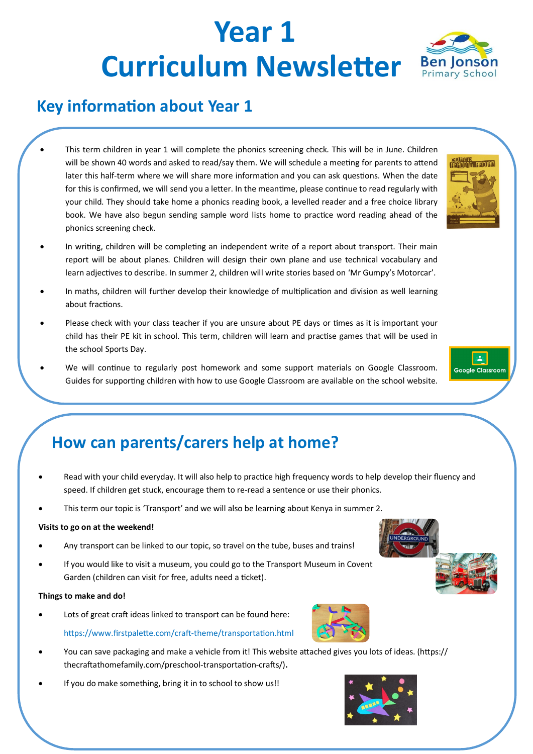# Year 1 Curriculum Newsletter

Ben Jonson Primary School

## Key information about Year 1

- This term children in year 1 will complete the phonics screening check. This will be in June. Children will be shown 40 words and asked to read/say them. We will schedule a meeting for parents to attend later this half-term where we will share more information and you can ask questions. When the date for this is confirmed, we will send you a letter. In the meantime, please continue to read regularly with your child. They should take home a phonics reading book, a levelled reader and a free choice library book. We have also begun sending sample word lists home to practice word reading ahead of the phonics screening check.
- In writing, children will be completing an independent write of a report about transport. Their main report will be about planes. Children will design their own plane and use technical vocabulary and learn adjectives to describe. In summer 2, children will write stories based on 'Mr Gumpy's Motorcar'.
- In maths, children will further develop their knowledge of multiplication and division as well learning about fractions.
- Please check with your class teacher if you are unsure about PE days or times as it is important your child has their PE kit in school. This term, children will learn and practise games that will be used in the school Sports Day.
- We will continue to regularly post homework and some support materials on Google Classroom. Guides for supporting children with how to use Google Classroom are available on the school website.

## How can parents/carers help at home?

- Read with your child everyday. It will also help to practice high frequency words to help develop their fluency and speed. If children get stuck, encourage them to re-read a sentence or use their phonics.
- This term our topic is 'Transport' and we will also be learning about Kenya in summer 2.

**Visits to go on at the weekend!**

- Any transport can be linked to our topic, so travel on the tube, buses and trains!
- If you would like to visit a museum, you could go to the Transport Museum in Covent Garden (children can visit for free, adults need a ticket).

**Things to make and do!**

- Lots of great craft ideas linked to transport can be found here:
  https://www.firstpalette.com/craft-theme/transportation.html
- You can save packaging and make a vehicle from it! This website attached gives you lots of ideas. (https://thecraftathomefamily.com/preschool-transportation-crafts/).
- If you do make something, bring it in to school to show us!!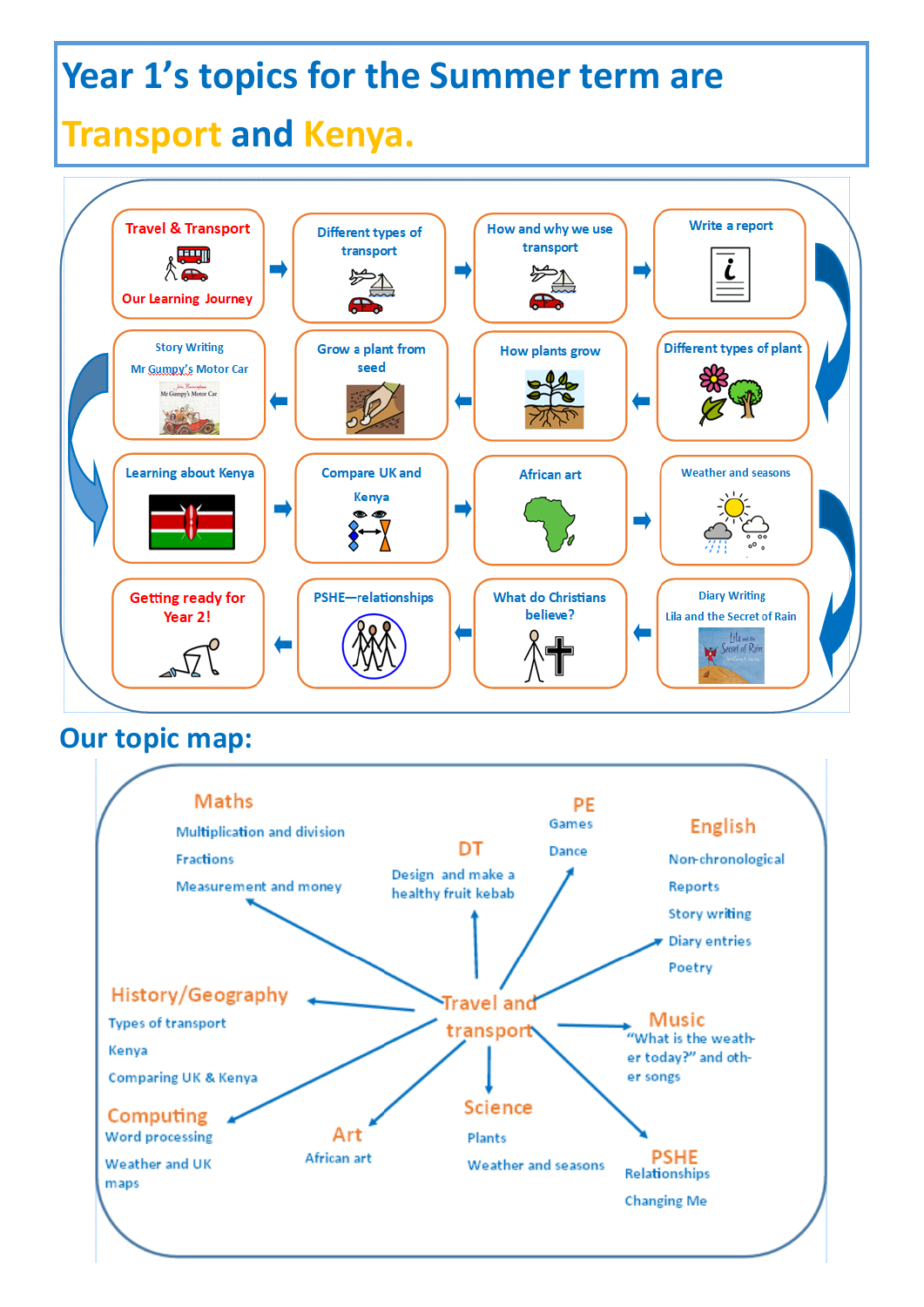# Year 1's topics for the Summer term are Transport and Kenya.

Travel & Transport
Our Learning Journey

Different types of transport

How and why we use transport

Write a report

Different types of plant

How plants grow

Grow a plant from seed

Story Writing
Mr Gumpy's Motor Car

Learning about Kenya

Compare UK and Kenya

African art

Weather and seasons

Diary Writing
Lila and the Secret of Rain

What do Christians believe?

PSHE—relationships

Getting ready for Year 2!

## Our topic map:

Travel and transport

**Maths**
- Multiplication and division
- Fractions
- Measurement and money

**DT**
- Design and make a healthy fruit kebab

**PE**
- Games
- Dance

**English**
- Non-chronological
- Reports
- Story writing
- Diary entries
- Poetry

**History/Geography**
- Types of transport
- Kenya
- Comparing UK & Kenya

**Music**
- "What is the weather today?" and other songs

**Computing**
- Word processing
- Weather and UK maps

**Art**
- African art

**Science**
- Plants
- Weather and seasons

**PSHE**
- Relationships
- Changing Me